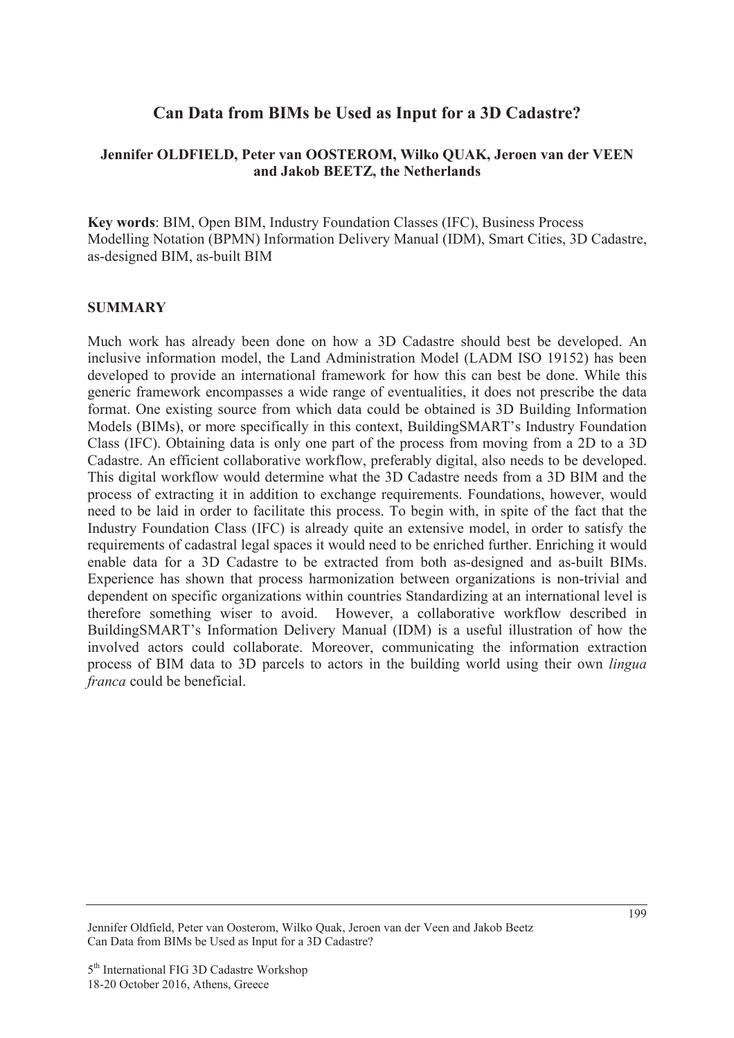# Can Data from BIMs be Used as Input for a 3D Cadastre?

**Jennifer OLDFIELD, Peter van OOSTEROM, Wilko QUAK, Jeroen van der VEEN and Jakob BEETZ, the Netherlands**

**Key words**: BIM, Open BIM, Industry Foundation Classes (IFC), Business Process Modelling Notation (BPMN) Information Delivery Manual (IDM), Smart Cities, 3D Cadastre, as-designed BIM, as-built BIM

## SUMMARY

Much work has already been done on how a 3D Cadastre should best be developed. An inclusive information model, the Land Administration Model (LADM ISO 19152) has been developed to provide an international framework for how this can best be done. While this generic framework encompasses a wide range of eventualities, it does not prescribe the data format. One existing source from which data could be obtained is 3D Building Information Models (BIMs), or more specifically in this context, BuildingSMART's Industry Foundation Class (IFC). Obtaining data is only one part of the process from moving from a 2D to a 3D Cadastre. An efficient collaborative workflow, preferably digital, also needs to be developed. This digital workflow would determine what the 3D Cadastre needs from a 3D BIM and the process of extracting it in addition to exchange requirements. Foundations, however, would need to be laid in order to facilitate this process. To begin with, in spite of the fact that the Industry Foundation Class (IFC) is already quite an extensive model, in order to satisfy the requirements of cadastral legal spaces it would need to be enriched further. Enriching it would enable data for a 3D Cadastre to be extracted from both as-designed and as-built BIMs. Experience has shown that process harmonization between organizations is non-trivial and dependent on specific organizations within countries Standardizing at an international level is therefore something wiser to avoid. However, a collaborative workflow described in BuildingSMART's Information Delivery Manual (IDM) is a useful illustration of how the involved actors could collaborate. Moreover, communicating the information extraction process of BIM data to 3D parcels to actors in the building world using their own *lingua franca* could be beneficial.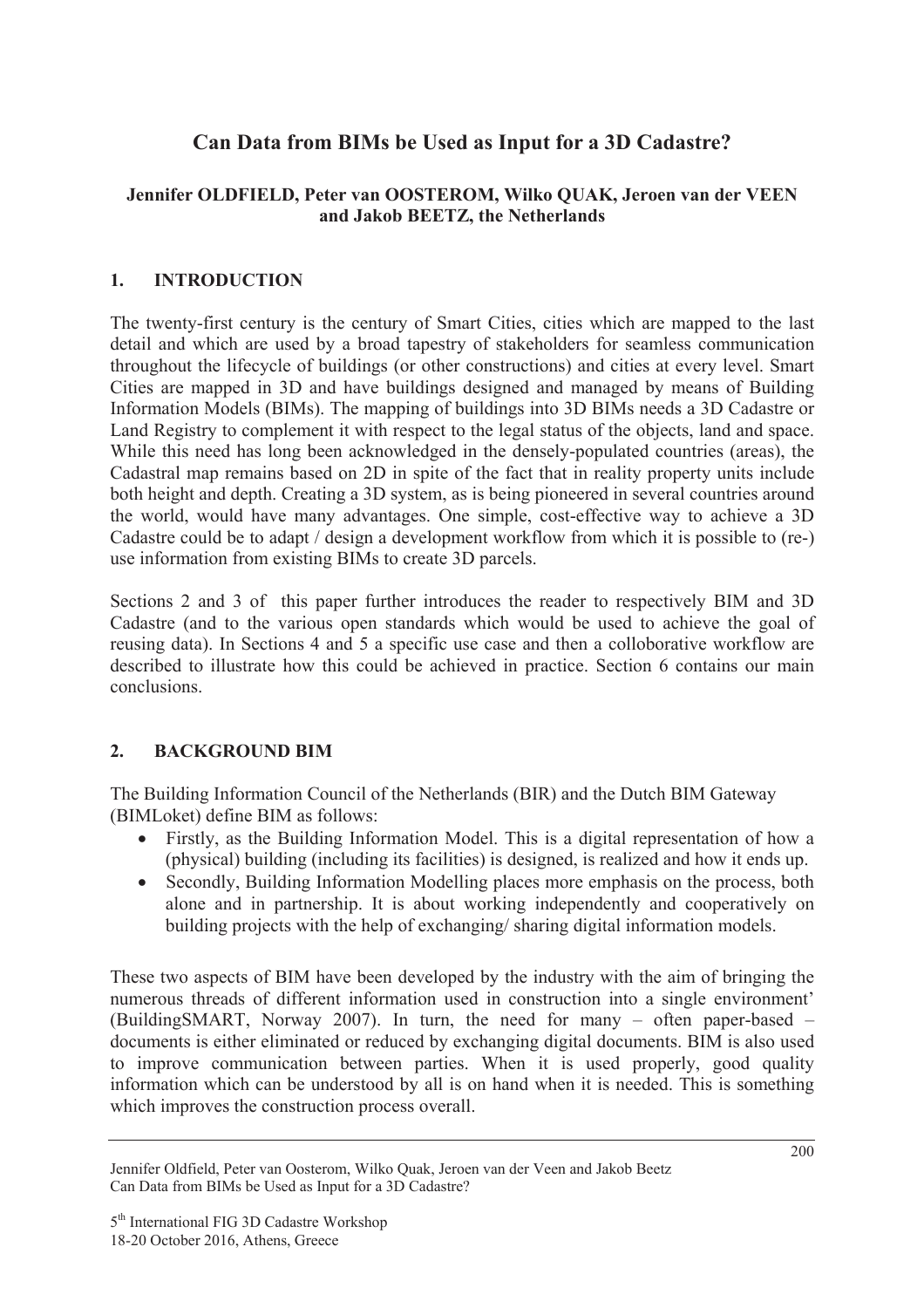# Can Data from BIMs be Used as Input for a 3D Cadastre?

**Jennifer OLDFIELD, Peter van OOSTEROM, Wilko QUAK, Jeroen van der VEEN and Jakob BEETZ, the Netherlands**

## 1. INTRODUCTION

The twenty-first century is the century of Smart Cities, cities which are mapped to the last detail and which are used by a broad tapestry of stakeholders for seamless communication throughout the lifecycle of buildings (or other constructions) and cities at every level. Smart Cities are mapped in 3D and have buildings designed and managed by means of Building Information Models (BIMs). The mapping of buildings into 3D BIMs needs a 3D Cadastre or Land Registry to complement it with respect to the legal status of the objects, land and space. While this need has long been acknowledged in the densely-populated countries (areas), the Cadastral map remains based on 2D in spite of the fact that in reality property units include both height and depth. Creating a 3D system, as is being pioneered in several countries around the world, would have many advantages. One simple, cost-effective way to achieve a 3D Cadastre could be to adapt / design a development workflow from which it is possible to (re-) use information from existing BIMs to create 3D parcels.

Sections 2 and 3 of this paper further introduces the reader to respectively BIM and 3D Cadastre (and to the various open standards which would be used to achieve the goal of reusing data). In Sections 4 and 5 a specific use case and then a colloborative workflow are described to illustrate how this could be achieved in practice. Section 6 contains our main conclusions.

## 2. BACKGROUND BIM

The Building Information Council of the Netherlands (BIR) and the Dutch BIM Gateway (BIMLoket) define BIM as follows:

- Firstly, as the Building Information Model. This is a digital representation of how a (physical) building (including its facilities) is designed, is realized and how it ends up.
- Secondly, Building Information Modelling places more emphasis on the process, both alone and in partnership. It is about working independently and cooperatively on building projects with the help of exchanging/ sharing digital information models.

These two aspects of BIM have been developed by the industry with the aim of bringing the numerous threads of different information used in construction into a single environment' (BuildingSMART, Norway 2007). In turn, the need for many – often paper-based – documents is either eliminated or reduced by exchanging digital documents. BIM is also used to improve communication between parties. When it is used properly, good quality information which can be understood by all is on hand when it is needed. This is something which improves the construction process overall.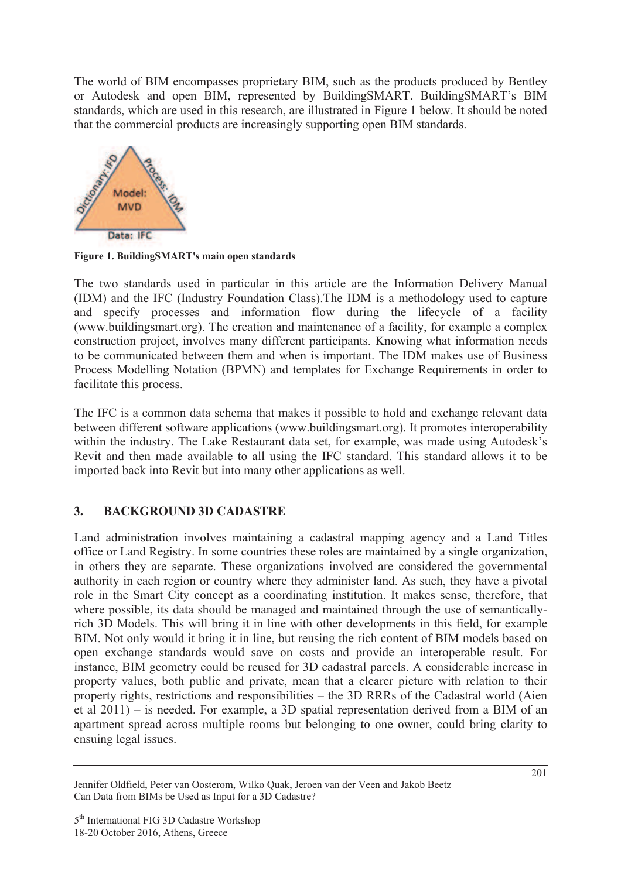The world of BIM encompasses proprietary BIM, such as the products produced by Bentley or Autodesk and open BIM, represented by BuildingSMART. BuildingSMART's BIM standards, which are used in this research, are illustrated in Figure 1 below. It should be noted that the commercial products are increasingly supporting open BIM standards.

**Figure 1. BuildingSMART's main open standards**

The two standards used in particular in this article are the Information Delivery Manual (IDM) and the IFC (Industry Foundation Class).The IDM is a methodology used to capture and specify processes and information flow during the lifecycle of a facility (www.buildingsmart.org). The creation and maintenance of a facility, for example a complex construction project, involves many different participants. Knowing what information needs to be communicated between them and when is important. The IDM makes use of Business Process Modelling Notation (BPMN) and templates for Exchange Requirements in order to facilitate this process.

The IFC is a common data schema that makes it possible to hold and exchange relevant data between different software applications (www.buildingsmart.org). It promotes interoperability within the industry. The Lake Restaurant data set, for example, was made using Autodesk's Revit and then made available to all using the IFC standard. This standard allows it to be imported back into Revit but into many other applications as well.

## 3. BACKGROUND 3D CADASTRE

Land administration involves maintaining a cadastral mapping agency and a Land Titles office or Land Registry. In some countries these roles are maintained by a single organization, in others they are separate. These organizations involved are considered the governmental authority in each region or country where they administer land. As such, they have a pivotal role in the Smart City concept as a coordinating institution. It makes sense, therefore, that where possible, its data should be managed and maintained through the use of semantically-rich 3D Models. This will bring it in line with other developments in this field, for example BIM. Not only would it bring it in line, but reusing the rich content of BIM models based on open exchange standards would save on costs and provide an interoperable result. For instance, BIM geometry could be reused for 3D cadastral parcels. A considerable increase in property values, both public and private, mean that a clearer picture with relation to their property rights, restrictions and responsibilities – the 3D RRRs of the Cadastral world (Aien et al 2011) – is needed. For example, a 3D spatial representation derived from a BIM of an apartment spread across multiple rooms but belonging to one owner, could bring clarity to ensuing legal issues.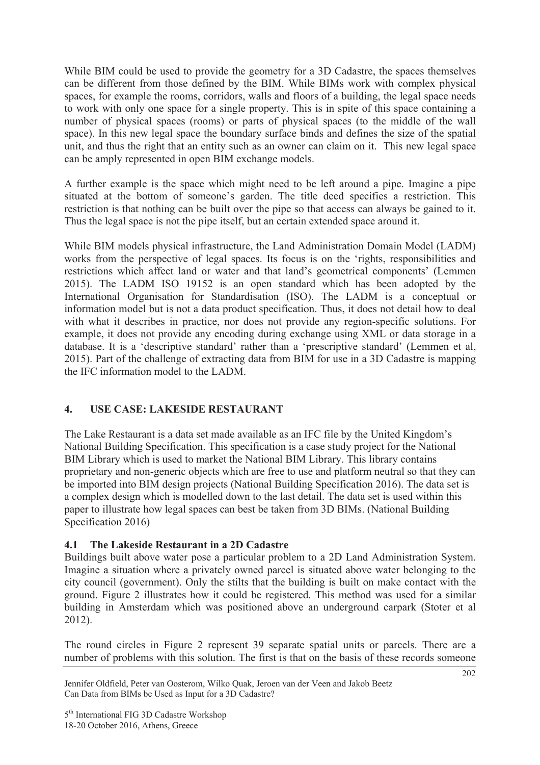While BIM could be used to provide the geometry for a 3D Cadastre, the spaces themselves can be different from those defined by the BIM. While BIMs work with complex physical spaces, for example the rooms, corridors, walls and floors of a building, the legal space needs to work with only one space for a single property. This is in spite of this space containing a number of physical spaces (rooms) or parts of physical spaces (to the middle of the wall space). In this new legal space the boundary surface binds and defines the size of the spatial unit, and thus the right that an entity such as an owner can claim on it. This new legal space can be amply represented in open BIM exchange models.

A further example is the space which might need to be left around a pipe. Imagine a pipe situated at the bottom of someone's garden. The title deed specifies a restriction. This restriction is that nothing can be built over the pipe so that access can always be gained to it. Thus the legal space is not the pipe itself, but an certain extended space around it.

While BIM models physical infrastructure, the Land Administration Domain Model (LADM) works from the perspective of legal spaces. Its focus is on the 'rights, responsibilities and restrictions which affect land or water and that land's geometrical components' (Lemmen 2015). The LADM ISO 19152 is an open standard which has been adopted by the International Organisation for Standardisation (ISO). The LADM is a conceptual or information model but is not a data product specification. Thus, it does not detail how to deal with what it describes in practice, nor does not provide any region-specific solutions. For example, it does not provide any encoding during exchange using XML or data storage in a database. It is a 'descriptive standard' rather than a 'prescriptive standard' (Lemmen et al, 2015). Part of the challenge of extracting data from BIM for use in a 3D Cadastre is mapping the IFC information model to the LADM.

## 4. USE CASE: LAKESIDE RESTAURANT

The Lake Restaurant is a data set made available as an IFC file by the United Kingdom's National Building Specification. This specification is a case study project for the National BIM Library which is used to market the National BIM Library. This library contains proprietary and non-generic objects which are free to use and platform neutral so that they can be imported into BIM design projects (National Building Specification 2016). The data set is a complex design which is modelled down to the last detail. The data set is used within this paper to illustrate how legal spaces can best be taken from 3D BIMs. (National Building Specification 2016)

### 4.1 The Lakeside Restaurant in a 2D Cadastre

Buildings built above water pose a particular problem to a 2D Land Administration System. Imagine a situation where a privately owned parcel is situated above water belonging to the city council (government). Only the stilts that the building is built on make contact with the ground. Figure 2 illustrates how it could be registered. This method was used for a similar building in Amsterdam which was positioned above an underground carpark (Stoter et al 2012).

The round circles in Figure 2 represent 39 separate spatial units or parcels. There are a number of problems with this solution. The first is that on the basis of these records someone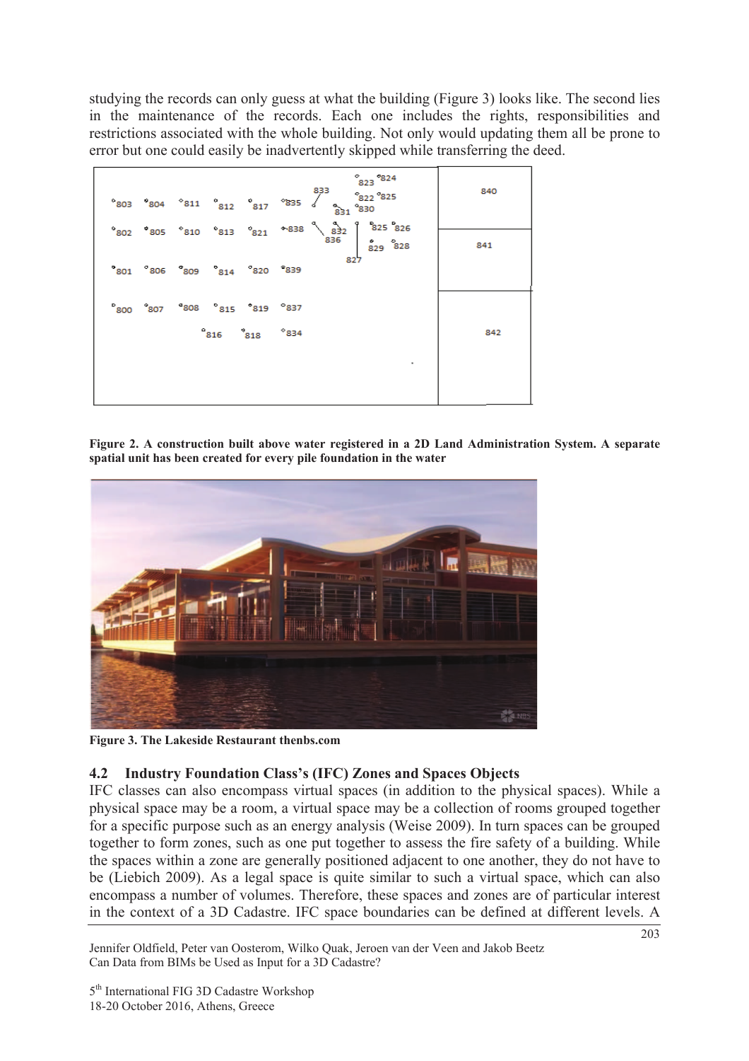studying the records can only guess at what the building (Figure 3) looks like. The second lies in the maintenance of the records. Each one includes the rights, responsibilities and restrictions associated with the whole building. Not only would updating them all be prone to error but one could easily be inadvertently skipped while transferring the deed.

**Figure 2. A construction built above water registered in a 2D Land Administration System. A separate spatial unit has been created for every pile foundation in the water**

**Figure 3. The Lakeside Restaurant thenbs.com**

### 4.2 Industry Foundation Class's (IFC) Zones and Spaces Objects

IFC classes can also encompass virtual spaces (in addition to the physical spaces). While a physical space may be a room, a virtual space may be a collection of rooms grouped together for a specific purpose such as an energy analysis (Weise 2009). In turn spaces can be grouped together to form zones, such as one put together to assess the fire safety of a building. While the spaces within a zone are generally positioned adjacent to one another, they do not have to be (Liebich 2009). As a legal space is quite similar to such a virtual space, which can also encompass a number of volumes. Therefore, these spaces and zones are of particular interest in the context of a 3D Cadastre. IFC space boundaries can be defined at different levels. A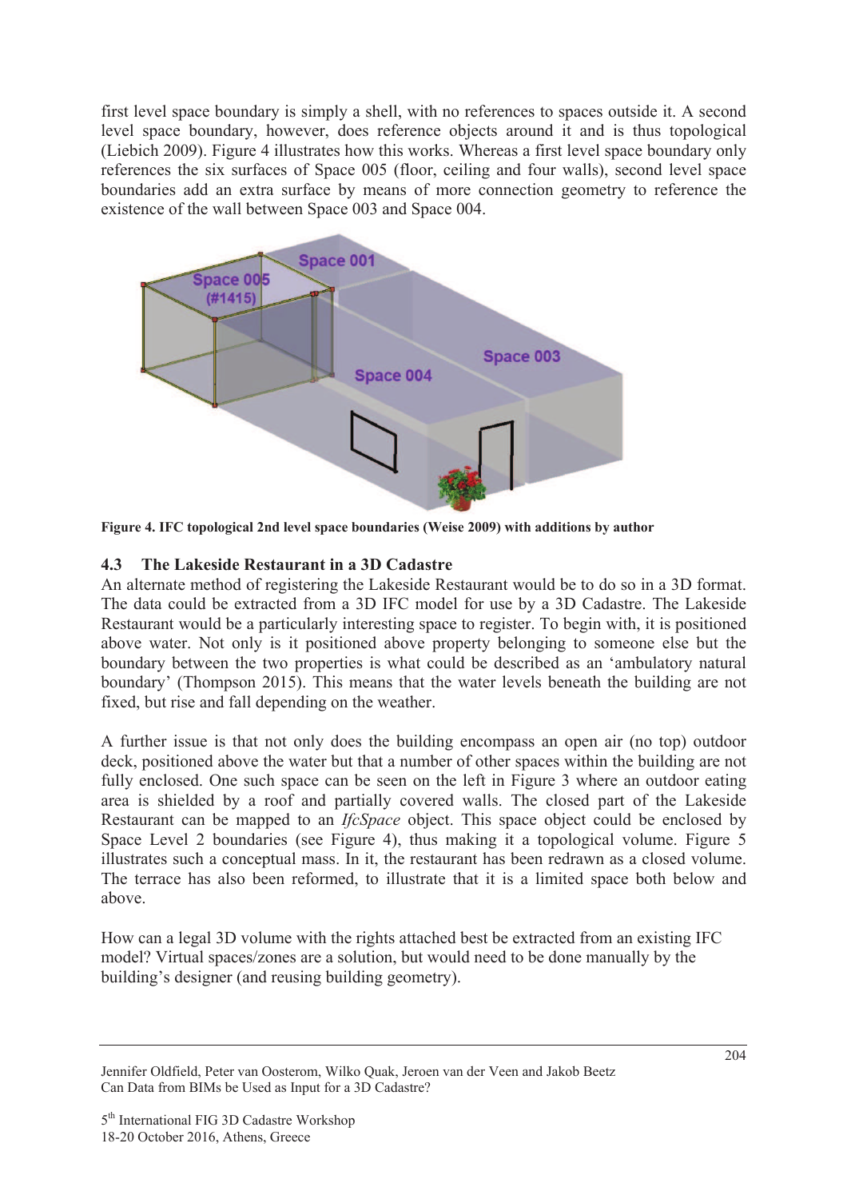first level space boundary is simply a shell, with no references to spaces outside it. A second level space boundary, however, does reference objects around it and is thus topological (Liebich 2009). Figure 4 illustrates how this works. Whereas a first level space boundary only references the six surfaces of Space 005 (floor, ceiling and four walls), second level space boundaries add an extra surface by means of more connection geometry to reference the existence of the wall between Space 003 and Space 004.

**Figure 4. IFC topological 2nd level space boundaries (Weise 2009) with additions by author**

### 4.3 The Lakeside Restaurant in a 3D Cadastre

An alternate method of registering the Lakeside Restaurant would be to do so in a 3D format. The data could be extracted from a 3D IFC model for use by a 3D Cadastre. The Lakeside Restaurant would be a particularly interesting space to register. To begin with, it is positioned above water. Not only is it positioned above property belonging to someone else but the boundary between the two properties is what could be described as an 'ambulatory natural boundary' (Thompson 2015). This means that the water levels beneath the building are not fixed, but rise and fall depending on the weather.

A further issue is that not only does the building encompass an open air (no top) outdoor deck, positioned above the water but that a number of other spaces within the building are not fully enclosed. One such space can be seen on the left in Figure 3 where an outdoor eating area is shielded by a roof and partially covered walls. The closed part of the Lakeside Restaurant can be mapped to an *IfcSpace* object. This space object could be enclosed by Space Level 2 boundaries (see Figure 4), thus making it a topological volume. Figure 5 illustrates such a conceptual mass. In it, the restaurant has been redrawn as a closed volume. The terrace has also been reformed, to illustrate that it is a limited space both below and above.

How can a legal 3D volume with the rights attached best be extracted from an existing IFC model? Virtual spaces/zones are a solution, but would need to be done manually by the building's designer (and reusing building geometry).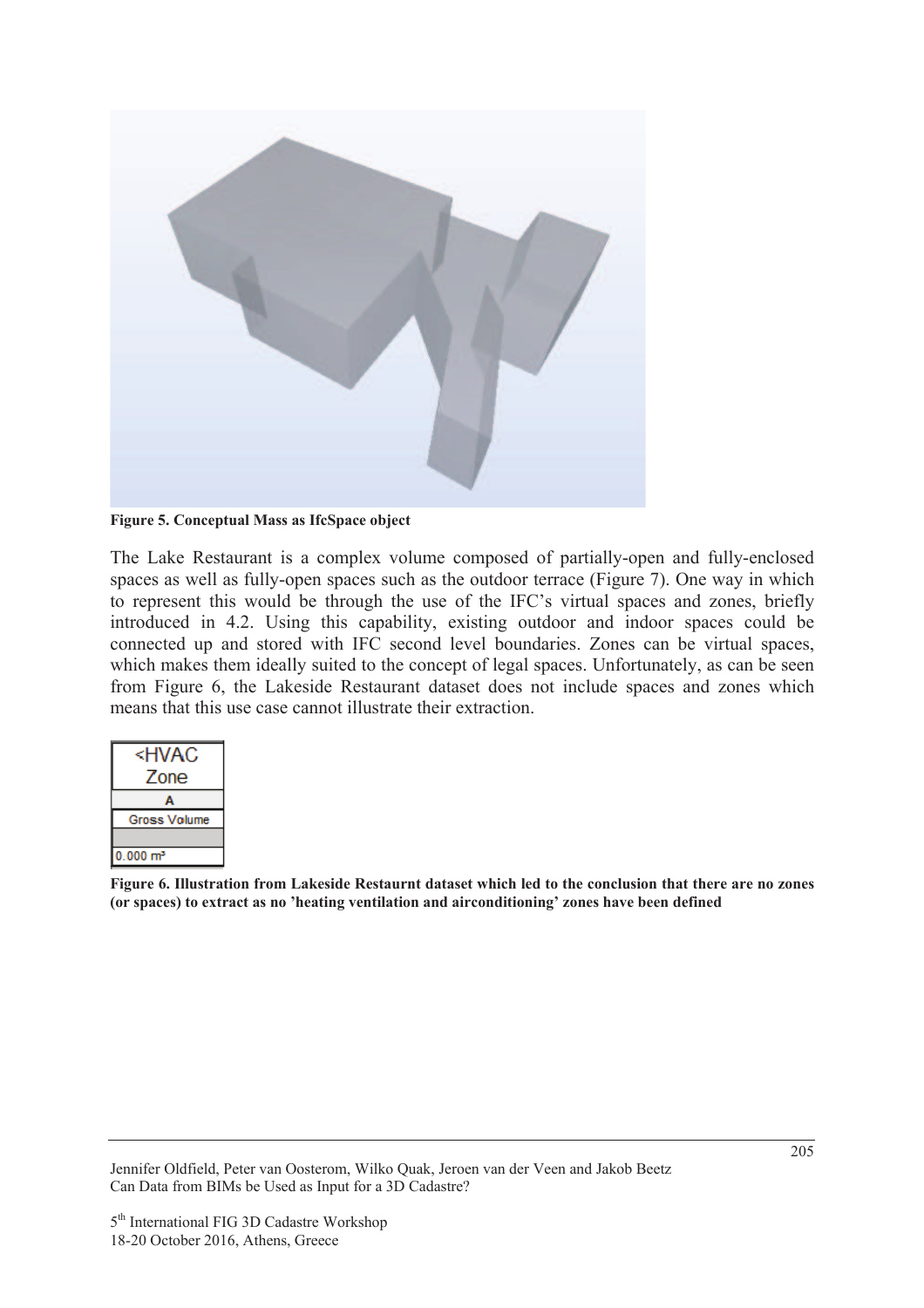**Figure 5. Conceptual Mass as IfcSpace object**

The Lake Restaurant is a complex volume composed of partially-open and fully-enclosed spaces as well as fully-open spaces such as the outdoor terrace (Figure 7). One way in which to represent this would be through the use of the IFC's virtual spaces and zones, briefly introduced in 4.2. Using this capability, existing outdoor and indoor spaces could be connected up and stored with IFC second level boundaries. Zones can be virtual spaces, which makes them ideally suited to the concept of legal spaces. Unfortunately, as can be seen from Figure 6, the Lakeside Restaurant dataset does not include spaces and zones which means that this use case cannot illustrate their extraction.

| <HVAC Zone |
| --- |
| A |
| Gross Volume |
| |
| 0.000 m³ |

**Figure 6. Illustration from Lakeside Restaurnt dataset which led to the conclusion that there are no zones (or spaces) to extract as no 'heating ventilation and airconditioning' zones have been defined**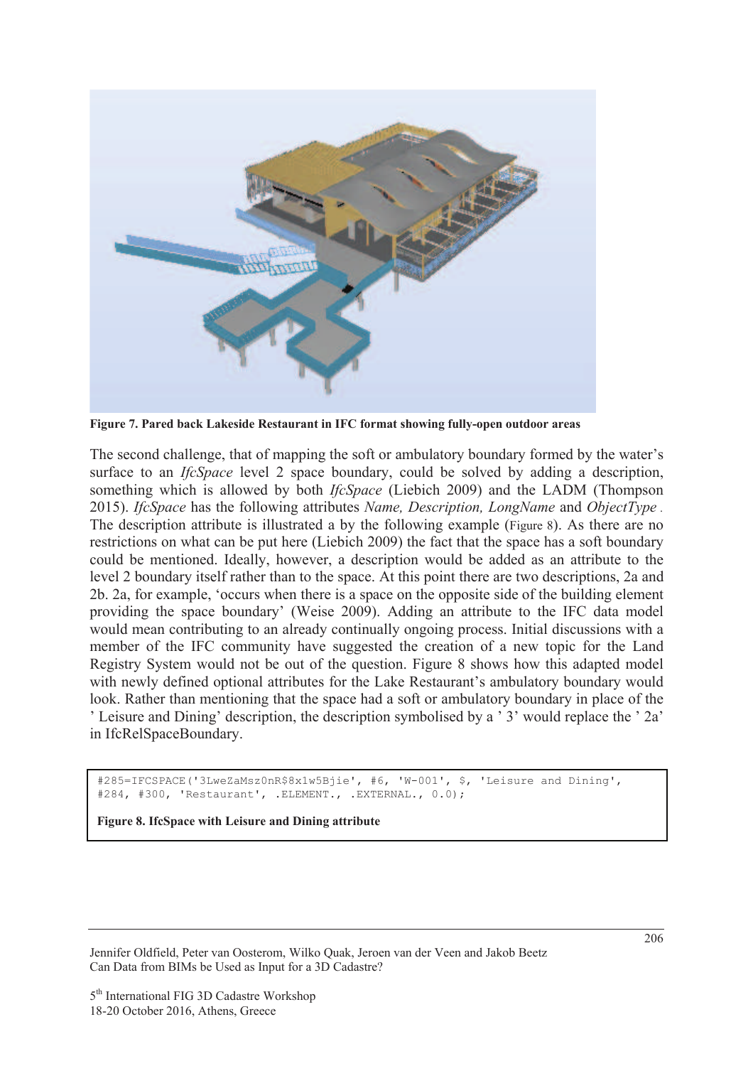**Figure 7. Pared back Lakeside Restaurant in IFC format showing fully-open outdoor areas**

The second challenge, that of mapping the soft or ambulatory boundary formed by the water's surface to an *IfcSpace* level 2 space boundary, could be solved by adding a description, something which is allowed by both *IfcSpace* (Liebich 2009) and the LADM (Thompson 2015). *IfcSpace* has the following attributes *Name, Description, LongName* and *ObjectType*. The description attribute is illustrated a by the following example (Figure 8). As there are no restrictions on what can be put here (Liebich 2009) the fact that the space has a soft boundary could be mentioned. Ideally, however, a description would be added as an attribute to the level 2 boundary itself rather than to the space. At this point there are two descriptions, 2a and 2b. 2a, for example, 'occurs when there is a space on the opposite side of the building element providing the space boundary' (Weise 2009). Adding an attribute to the IFC data model would mean contributing to an already continually ongoing process. Initial discussions with a member of the IFC community have suggested the creation of a new topic for the Land Registry System would not be out of the question. Figure 8 shows how this adapted model with newly defined optional attributes for the Lake Restaurant's ambulatory boundary would look. Rather than mentioning that the space had a soft or ambulatory boundary in place of the ' Leisure and Dining' description, the description symbolised by a ' 3' would replace the ' 2a' in IfcRelSpaceBoundary.

```
#285=IFCSPACE('3LweZaMsz0nR$8x1w5Bjie', #6, 'W-001', $, 'Leisure and Dining',
#284, #300, 'Restaurant', .ELEMENT., .EXTERNAL., 0.0);
```

**Figure 8. IfcSpace with Leisure and Dining attribute**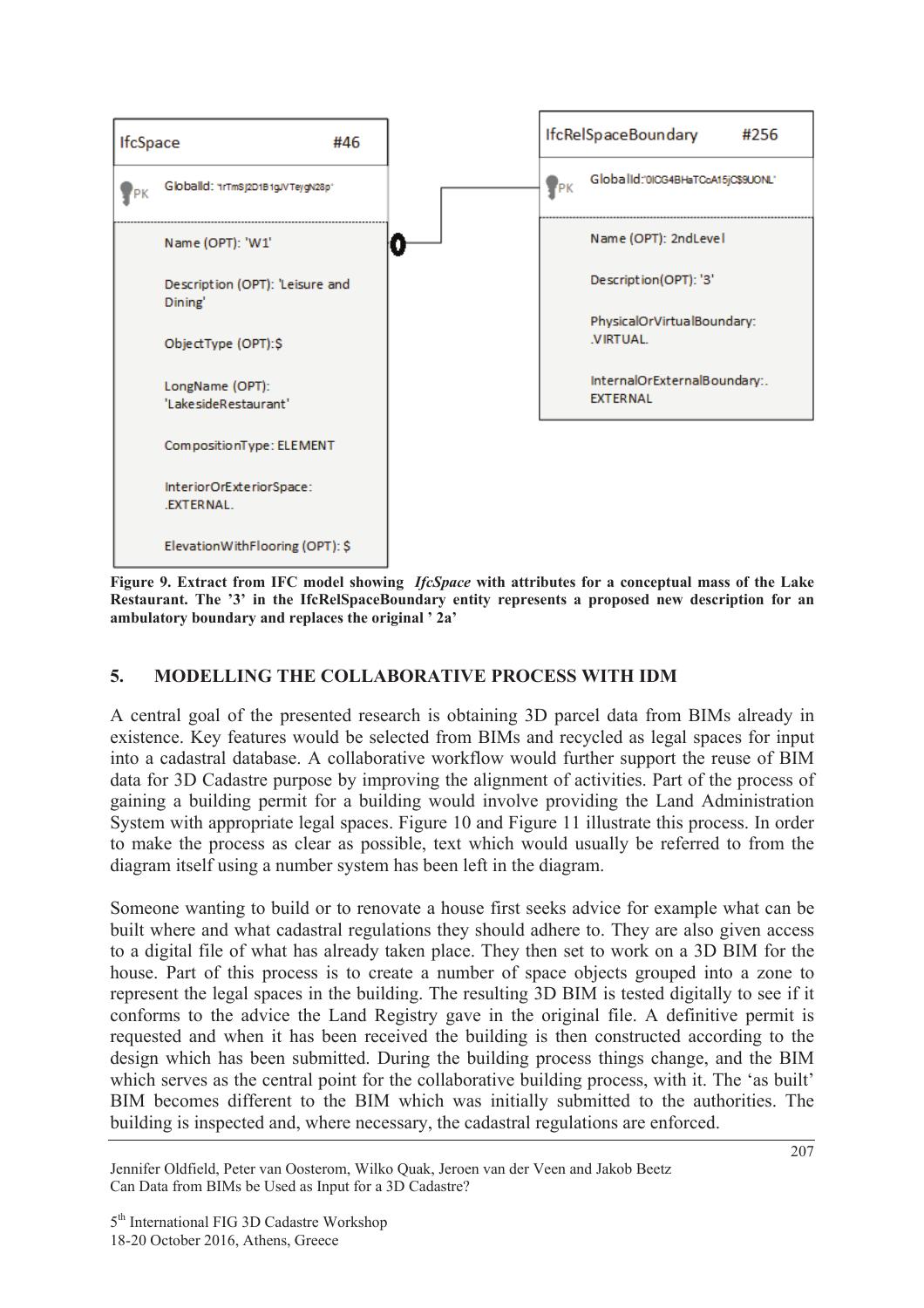| IfcSpace | #46 |
|---|---|
| PK | GlobalId: '1rTmSj2D1B1gJVTeygN28p' |
| | Name (OPT): 'W1' |
| | Description (OPT): 'Leisure and Dining' |
| | ObjectType (OPT):$ |
| | LongName (OPT): 'LakesideRestaurant' |
| | CompositionType: ELEMENT |
| | InteriorOrExteriorSpace: .EXTERNAL. |
| | ElevationWithFlooring (OPT): $ |

| IfcRelSpaceBoundary | #256 |
|---|---|
| PK | GlobalId:'0ICG4BHaTCcA15jC$9UONL' |
| | Name (OPT): 2ndLevel |
| | Description(OPT): '3' |
| | PhysicalOrVirtualBoundary: .VIRTUAL. |
| | InternalOrExternalBoundary:. EXTERNAL |

**Figure 9. Extract from IFC model showing *IfcSpace* with attributes for a conceptual mass of the Lake Restaurant. The '3' in the IfcRelSpaceBoundary entity represents a proposed new description for an ambulatory boundary and replaces the original ' 2a'**

## 5. MODELLING THE COLLABORATIVE PROCESS WITH IDM

A central goal of the presented research is obtaining 3D parcel data from BIMs already in existence. Key features would be selected from BIMs and recycled as legal spaces for input into a cadastral database. A collaborative workflow would further support the reuse of BIM data for 3D Cadastre purpose by improving the alignment of activities. Part of the process of gaining a building permit for a building would involve providing the Land Administration System with appropriate legal spaces. Figure 10 and Figure 11 illustrate this process. In order to make the process as clear as possible, text which would usually be referred to from the diagram itself using a number system has been left in the diagram.

Someone wanting to build or to renovate a house first seeks advice for example what can be built where and what cadastral regulations they should adhere to. They are also given access to a digital file of what has already taken place. They then set to work on a 3D BIM for the house. Part of this process is to create a number of space objects grouped into a zone to represent the legal spaces in the building. The resulting 3D BIM is tested digitally to see if it conforms to the advice the Land Registry gave in the original file. A definitive permit is requested and when it has been received the building is then constructed according to the design which has been submitted. During the building process things change, and the BIM which serves as the central point for the collaborative building process, with it. The 'as built' BIM becomes different to the BIM which was initially submitted to the authorities. The building is inspected and, where necessary, the cadastral regulations are enforced.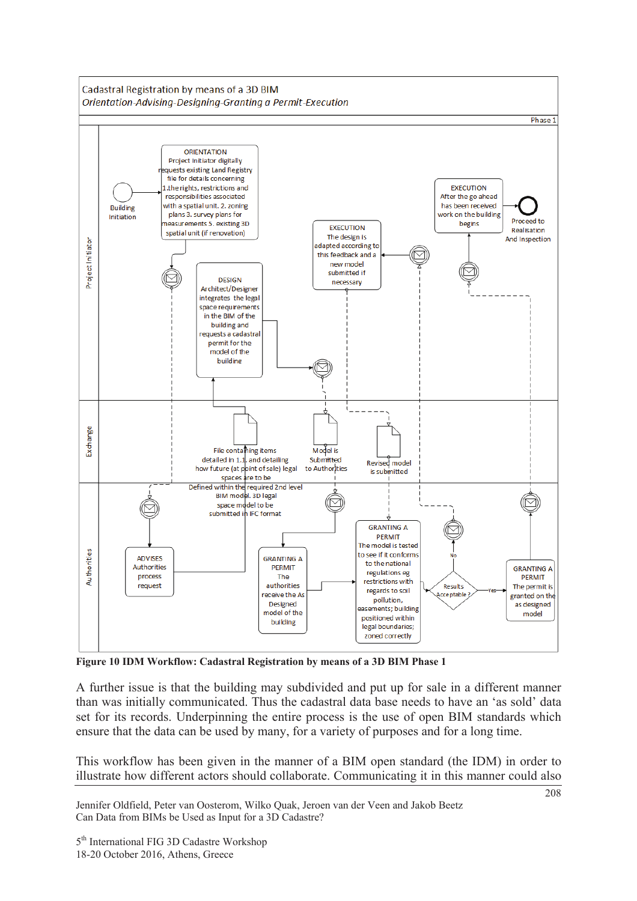**Figure 10 IDM Workflow: Cadastral Registration by means of a 3D BIM Phase 1**

A further issue is that the building may subdivided and put up for sale in a different manner than was initially communicated. Thus the cadastral data base needs to have an ‘as sold’ data set for its records. Underpinning the entire process is the use of open BIM standards which ensure that the data can be used by many, for a variety of purposes and for a long time.

This workflow has been given in the manner of a BIM open standard (the IDM) in order to illustrate how different actors should collaborate. Communicating it in this manner could also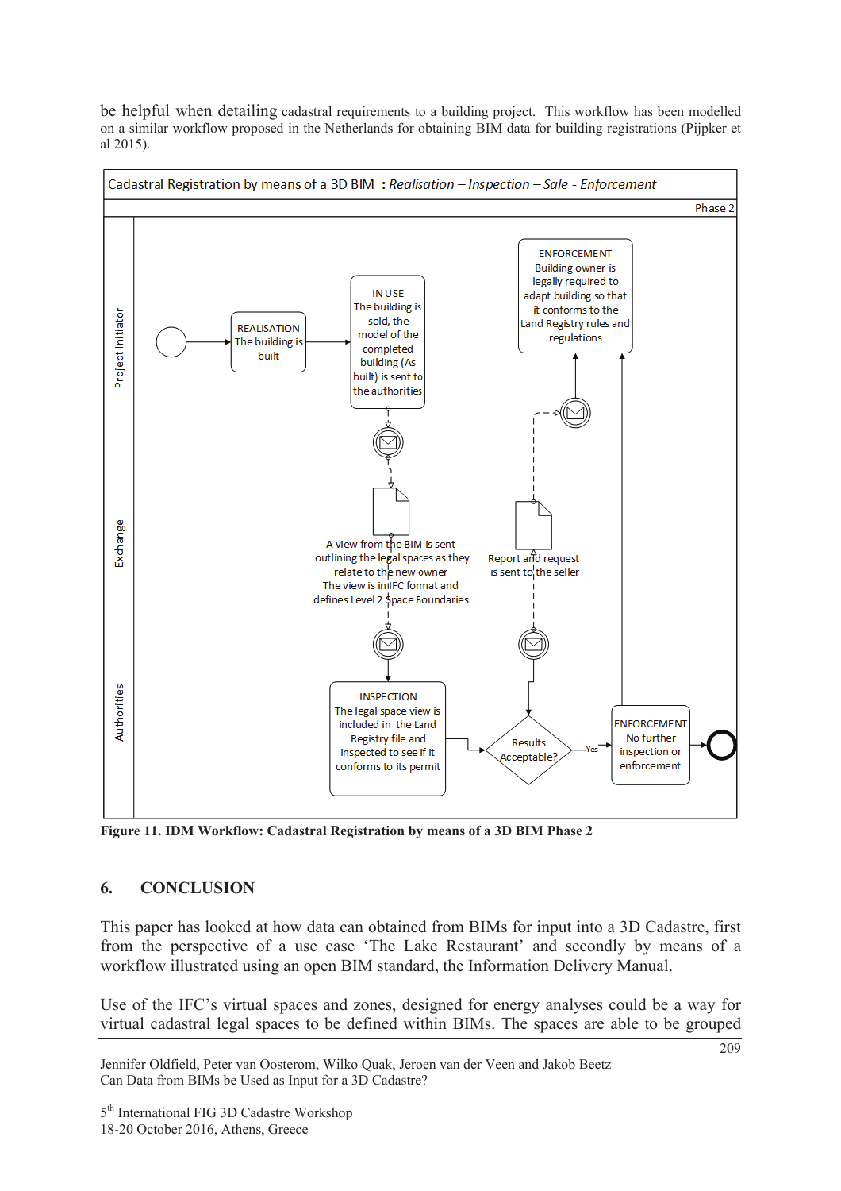be helpful when detailing cadastral requirements to a building project. This workflow has been modelled on a similar workflow proposed in the Netherlands for obtaining BIM data for building registrations (Pijpker et al 2015).

Figure 11. IDM Workflow: Cadastral Registration by means of a 3D BIM Phase 2

## 6. CONCLUSION

This paper has looked at how data can obtained from BIMs for input into a 3D Cadastre, first from the perspective of a use case 'The Lake Restaurant' and secondly by means of a workflow illustrated using an open BIM standard, the Information Delivery Manual.

Use of the IFC's virtual spaces and zones, designed for energy analyses could be a way for virtual cadastral legal spaces to be defined within BIMs. The spaces are able to be grouped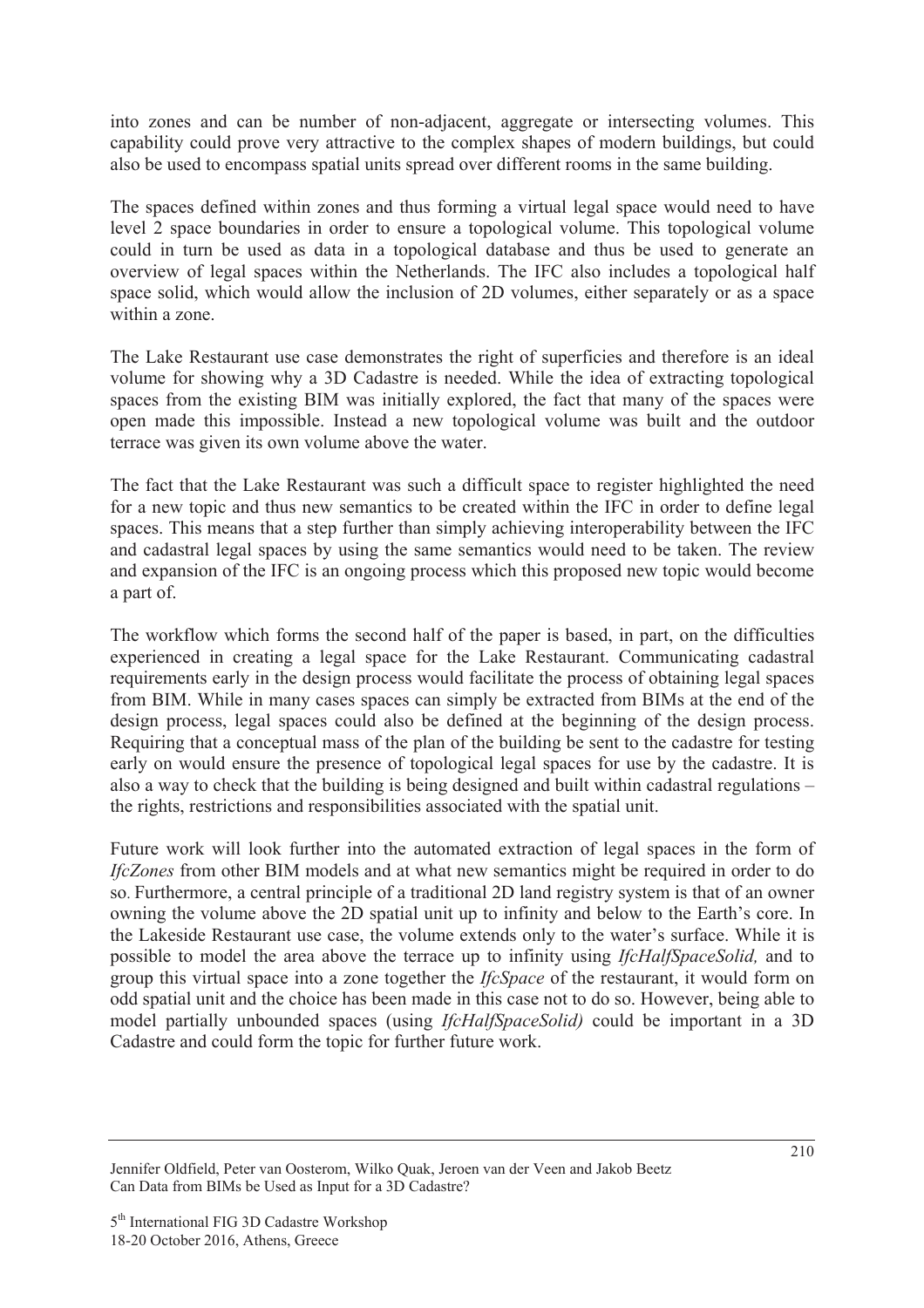into zones and can be number of non-adjacent, aggregate or intersecting volumes. This capability could prove very attractive to the complex shapes of modern buildings, but could also be used to encompass spatial units spread over different rooms in the same building.

The spaces defined within zones and thus forming a virtual legal space would need to have level 2 space boundaries in order to ensure a topological volume. This topological volume could in turn be used as data in a topological database and thus be used to generate an overview of legal spaces within the Netherlands. The IFC also includes a topological half space solid, which would allow the inclusion of 2D volumes, either separately or as a space within a zone.

The Lake Restaurant use case demonstrates the right of superficies and therefore is an ideal volume for showing why a 3D Cadastre is needed. While the idea of extracting topological spaces from the existing BIM was initially explored, the fact that many of the spaces were open made this impossible. Instead a new topological volume was built and the outdoor terrace was given its own volume above the water.

The fact that the Lake Restaurant was such a difficult space to register highlighted the need for a new topic and thus new semantics to be created within the IFC in order to define legal spaces. This means that a step further than simply achieving interoperability between the IFC and cadastral legal spaces by using the same semantics would need to be taken. The review and expansion of the IFC is an ongoing process which this proposed new topic would become a part of.

The workflow which forms the second half of the paper is based, in part, on the difficulties experienced in creating a legal space for the Lake Restaurant. Communicating cadastral requirements early in the design process would facilitate the process of obtaining legal spaces from BIM. While in many cases spaces can simply be extracted from BIMs at the end of the design process, legal spaces could also be defined at the beginning of the design process. Requiring that a conceptual mass of the plan of the building be sent to the cadastre for testing early on would ensure the presence of topological legal spaces for use by the cadastre. It is also a way to check that the building is being designed and built within cadastral regulations – the rights, restrictions and responsibilities associated with the spatial unit.

Future work will look further into the automated extraction of legal spaces in the form of *IfcZones* from other BIM models and at what new semantics might be required in order to do so. Furthermore, a central principle of a traditional 2D land registry system is that of an owner owning the volume above the 2D spatial unit up to infinity and below to the Earth's core. In the Lakeside Restaurant use case, the volume extends only to the water's surface. While it is possible to model the area above the terrace up to infinity using *IfcHalfSpaceSolid,* and to group this virtual space into a zone together the *IfcSpace* of the restaurant, it would form on odd spatial unit and the choice has been made in this case not to do so. However, being able to model partially unbounded spaces (using *IfcHalfSpaceSolid)* could be important in a 3D Cadastre and could form the topic for further future work.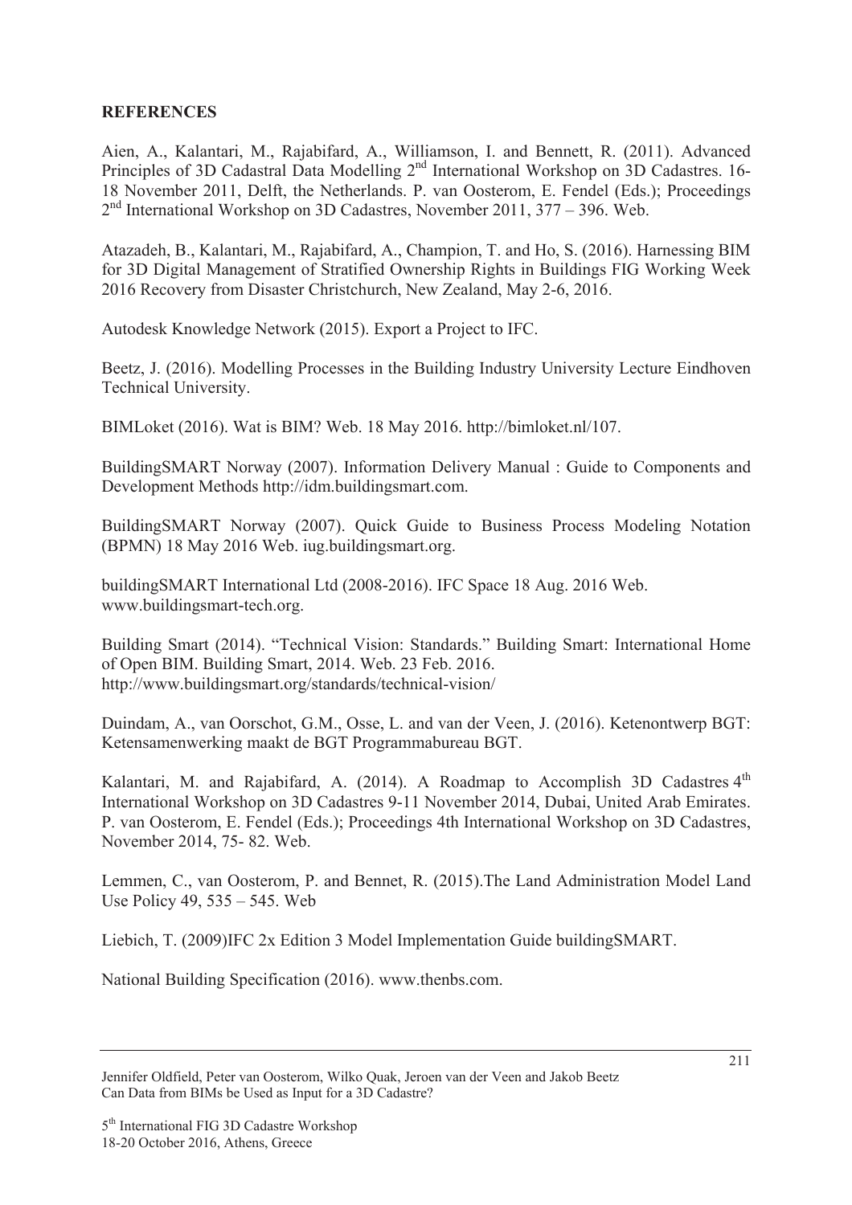**REFERENCES**

Aien, A., Kalantari, M., Rajabifard, A., Williamson, I. and Bennett, R. (2011). Advanced Principles of 3D Cadastral Data Modelling 2nd International Workshop on 3D Cadastres. 16-18 November 2011, Delft, the Netherlands. P. van Oosterom, E. Fendel (Eds.); Proceedings 2nd International Workshop on 3D Cadastres, November 2011, 377 – 396. Web.

Atazadeh, B., Kalantari, M., Rajabifard, A., Champion, T. and Ho, S. (2016). Harnessing BIM for 3D Digital Management of Stratified Ownership Rights in Buildings FIG Working Week 2016 Recovery from Disaster Christchurch, New Zealand, May 2-6, 2016.

Autodesk Knowledge Network (2015). Export a Project to IFC.

Beetz, J. (2016). Modelling Processes in the Building Industry University Lecture Eindhoven Technical University.

BIMLoket (2016). Wat is BIM? Web. 18 May 2016. http://bimloket.nl/107.

BuildingSMART Norway (2007). Information Delivery Manual : Guide to Components and Development Methods http://idm.buildingsmart.com.

BuildingSMART Norway (2007). Quick Guide to Business Process Modeling Notation (BPMN) 18 May 2016 Web. iug.buildingsmart.org.

buildingSMART International Ltd (2008-2016). IFC Space 18 Aug. 2016 Web. www.buildingsmart-tech.org.

Building Smart (2014). "Technical Vision: Standards." Building Smart: International Home of Open BIM. Building Smart, 2014. Web. 23 Feb. 2016. http://www.buildingsmart.org/standards/technical-vision/

Duindam, A., van Oorschot, G.M., Osse, L. and van der Veen, J. (2016). Ketenontwerp BGT: Ketensamenwerking maakt de BGT Programmabureau BGT.

Kalantari, M. and Rajabifard, A. (2014). A Roadmap to Accomplish 3D Cadastres 4th International Workshop on 3D Cadastres 9-11 November 2014, Dubai, United Arab Emirates. P. van Oosterom, E. Fendel (Eds.); Proceedings 4th International Workshop on 3D Cadastres, November 2014, 75- 82. Web.

Lemmen, C., van Oosterom, P. and Bennet, R. (2015).The Land Administration Model Land Use Policy 49, 535 – 545. Web

Liebich, T. (2009)IFC 2x Edition 3 Model Implementation Guide buildingSMART.

National Building Specification (2016). www.thenbs.com.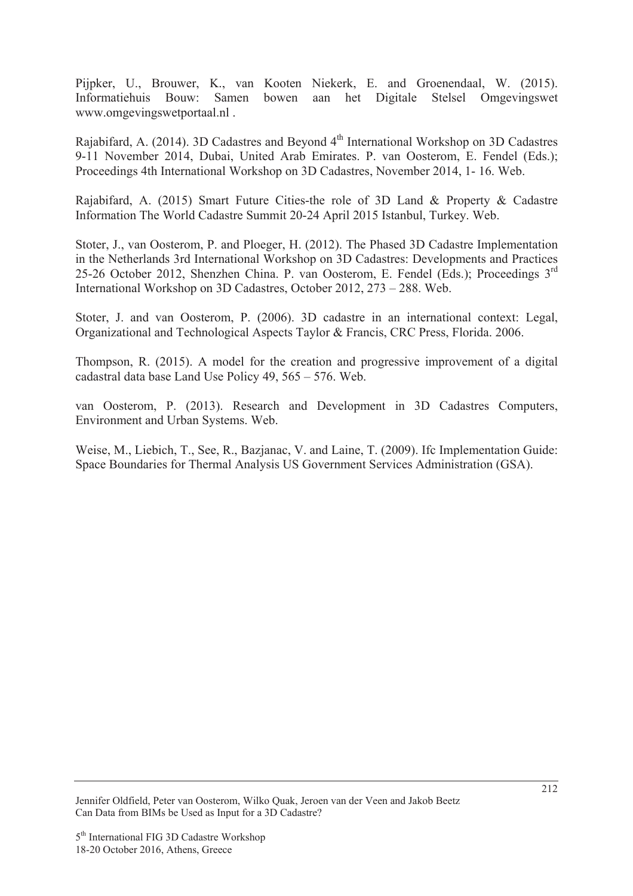Pijpker, U., Brouwer, K., van Kooten Niekerk, E. and Groenendaal, W. (2015). Informatiehuis Bouw: Samen bowen aan het Digitale Stelsel Omgevingswet www.omgevingswetportaal.nl .

Rajabifard, A. (2014). 3D Cadastres and Beyond 4th International Workshop on 3D Cadastres 9-11 November 2014, Dubai, United Arab Emirates. P. van Oosterom, E. Fendel (Eds.); Proceedings 4th International Workshop on 3D Cadastres, November 2014, 1- 16. Web.

Rajabifard, A. (2015) Smart Future Cities-the role of 3D Land & Property & Cadastre Information The World Cadastre Summit 20-24 April 2015 Istanbul, Turkey. Web.

Stoter, J., van Oosterom, P. and Ploeger, H. (2012). The Phased 3D Cadastre Implementation in the Netherlands 3rd International Workshop on 3D Cadastres: Developments and Practices 25-26 October 2012, Shenzhen China. P. van Oosterom, E. Fendel (Eds.); Proceedings 3rd International Workshop on 3D Cadastres, October 2012, 273 – 288. Web.

Stoter, J. and van Oosterom, P. (2006). 3D cadastre in an international context: Legal, Organizational and Technological Aspects Taylor & Francis, CRC Press, Florida. 2006.

Thompson, R. (2015). A model for the creation and progressive improvement of a digital cadastral data base Land Use Policy 49, 565 – 576. Web.

van Oosterom, P. (2013). Research and Development in 3D Cadastres Computers, Environment and Urban Systems. Web.

Weise, M., Liebich, T., See, R., Bazjanac, V. and Laine, T. (2009). Ifc Implementation Guide: Space Boundaries for Thermal Analysis US Government Services Administration (GSA).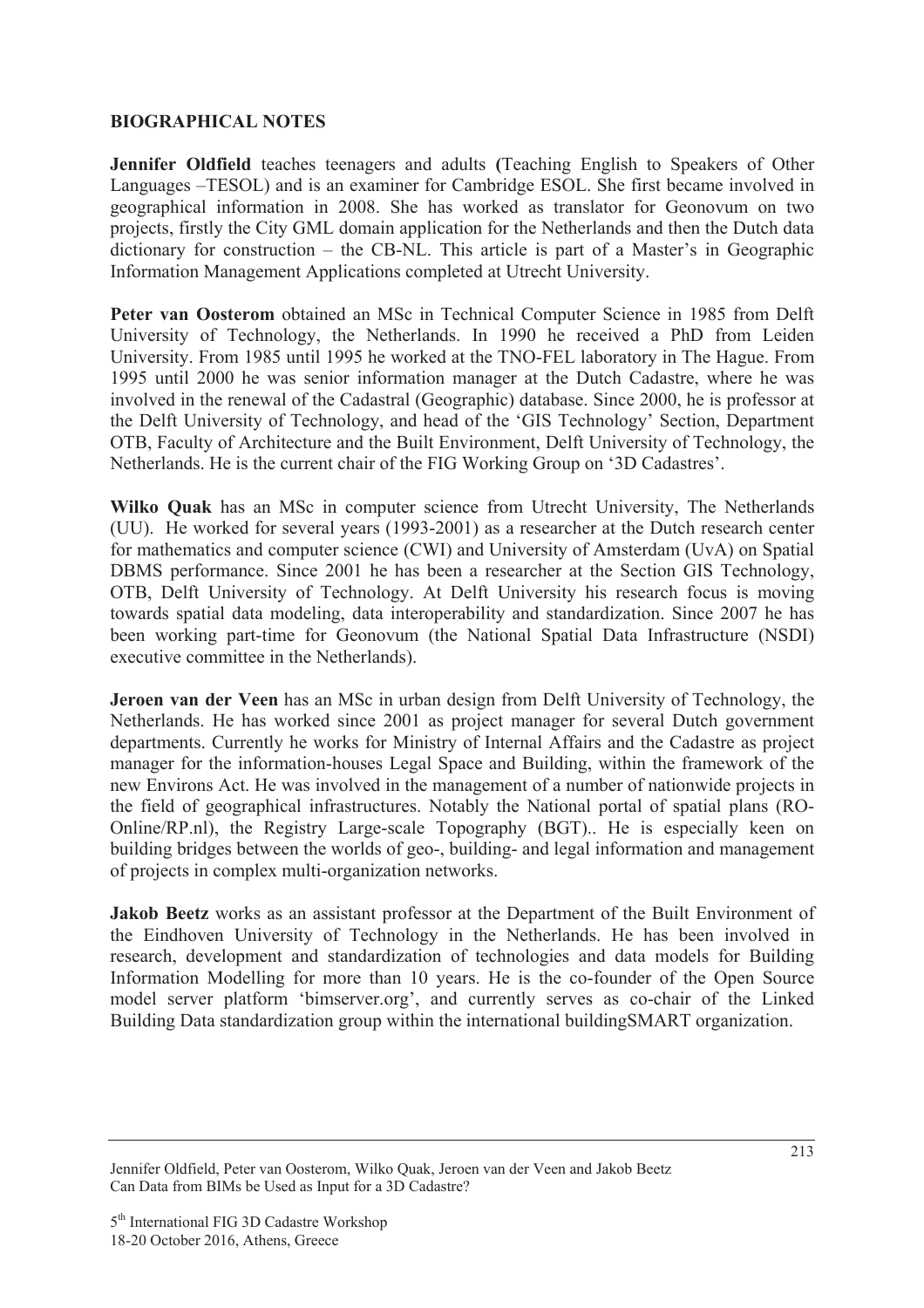## BIOGRAPHICAL NOTES

**Jennifer Oldfield** teaches teenagers and adults **(**Teaching English to Speakers of Other Languages –TESOL) and is an examiner for Cambridge ESOL. She first became involved in geographical information in 2008. She has worked as translator for Geonovum on two projects, firstly the City GML domain application for the Netherlands and then the Dutch data dictionary for construction – the CB-NL. This article is part of a Master's in Geographic Information Management Applications completed at Utrecht University.

**Peter van Oosterom** obtained an MSc in Technical Computer Science in 1985 from Delft University of Technology, the Netherlands. In 1990 he received a PhD from Leiden University. From 1985 until 1995 he worked at the TNO-FEL laboratory in The Hague. From 1995 until 2000 he was senior information manager at the Dutch Cadastre, where he was involved in the renewal of the Cadastral (Geographic) database. Since 2000, he is professor at the Delft University of Technology, and head of the 'GIS Technology' Section, Department OTB, Faculty of Architecture and the Built Environment, Delft University of Technology, the Netherlands. He is the current chair of the FIG Working Group on '3D Cadastres'.

**Wilko Quak** has an MSc in computer science from Utrecht University, The Netherlands (UU). He worked for several years (1993-2001) as a researcher at the Dutch research center for mathematics and computer science (CWI) and University of Amsterdam (UvA) on Spatial DBMS performance. Since 2001 he has been a researcher at the Section GIS Technology, OTB, Delft University of Technology. At Delft University his research focus is moving towards spatial data modeling, data interoperability and standardization. Since 2007 he has been working part-time for Geonovum (the National Spatial Data Infrastructure (NSDI) executive committee in the Netherlands).

**Jeroen van der Veen** has an MSc in urban design from Delft University of Technology, the Netherlands. He has worked since 2001 as project manager for several Dutch government departments. Currently he works for Ministry of Internal Affairs and the Cadastre as project manager for the information-houses Legal Space and Building, within the framework of the new Environs Act. He was involved in the management of a number of nationwide projects in the field of geographical infrastructures. Notably the National portal of spatial plans (RO-Online/RP.nl), the Registry Large-scale Topography (BGT).. He is especially keen on building bridges between the worlds of geo-, building- and legal information and management of projects in complex multi-organization networks.

**Jakob Beetz** works as an assistant professor at the Department of the Built Environment of the Eindhoven University of Technology in the Netherlands. He has been involved in research, development and standardization of technologies and data models for Building Information Modelling for more than 10 years. He is the co-founder of the Open Source model server platform 'bimserver.org', and currently serves as co-chair of the Linked Building Data standardization group within the international buildingSMART organization.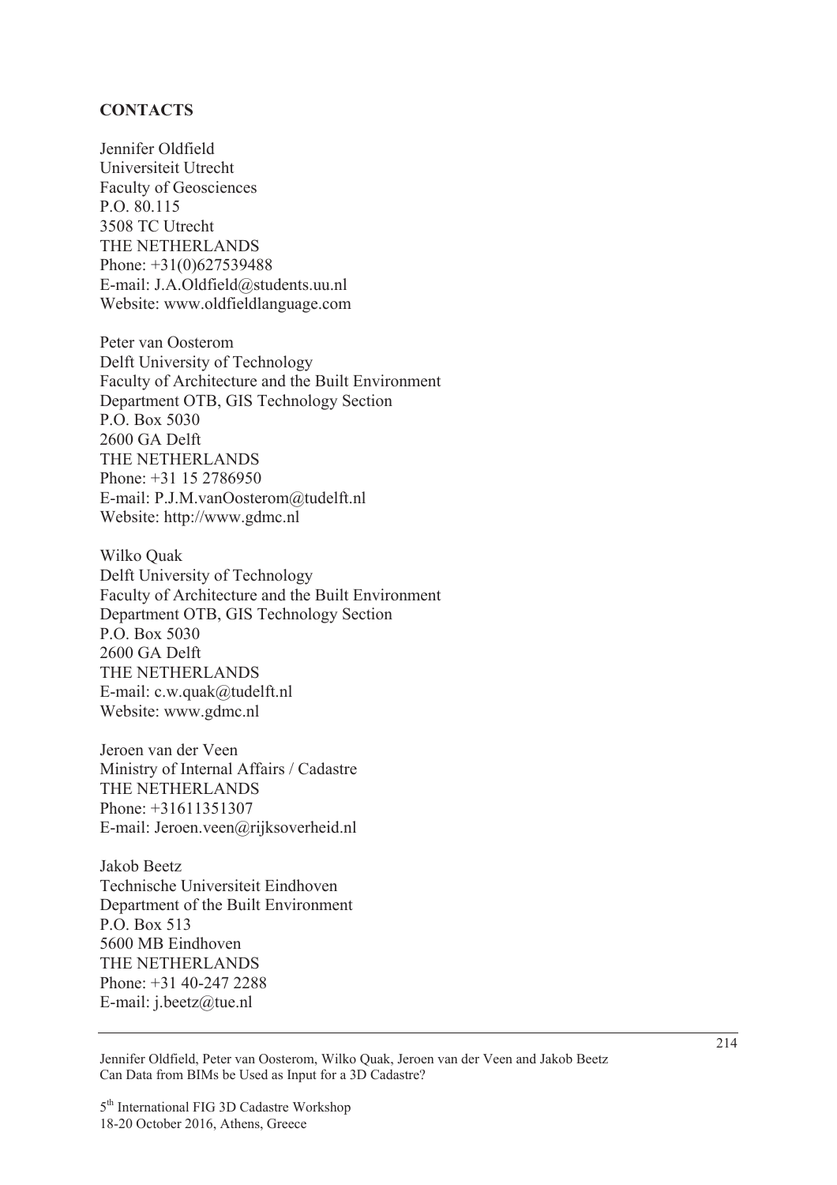## CONTACTS

Jennifer Oldfield
Universiteit Utrecht
Faculty of Geosciences
P.O. 80.115
3508 TC Utrecht
THE NETHERLANDS
Phone: +31(0)627539488
E-mail: J.A.Oldfield@students.uu.nl
Website: www.oldfieldlanguage.com

Peter van Oosterom
Delft University of Technology
Faculty of Architecture and the Built Environment
Department OTB, GIS Technology Section
P.O. Box 5030
2600 GA Delft
THE NETHERLANDS
Phone: +31 15 2786950
E-mail: P.J.M.vanOosterom@tudelft.nl
Website: http://www.gdmc.nl

Wilko Quak
Delft University of Technology
Faculty of Architecture and the Built Environment
Department OTB, GIS Technology Section
P.O. Box 5030
2600 GA Delft
THE NETHERLANDS
E-mail: c.w.quak@tudelft.nl
Website: www.gdmc.nl

Jeroen van der Veen
Ministry of Internal Affairs / Cadastre
THE NETHERLANDS
Phone: +31611351307
E-mail: Jeroen.veen@rijksoverheid.nl

Jakob Beetz
Technische Universiteit Eindhoven
Department of the Built Environment
P.O. Box 513
5600 MB Eindhoven
THE NETHERLANDS
Phone: +31 40-247 2288
E-mail: j.beetz@tue.nl